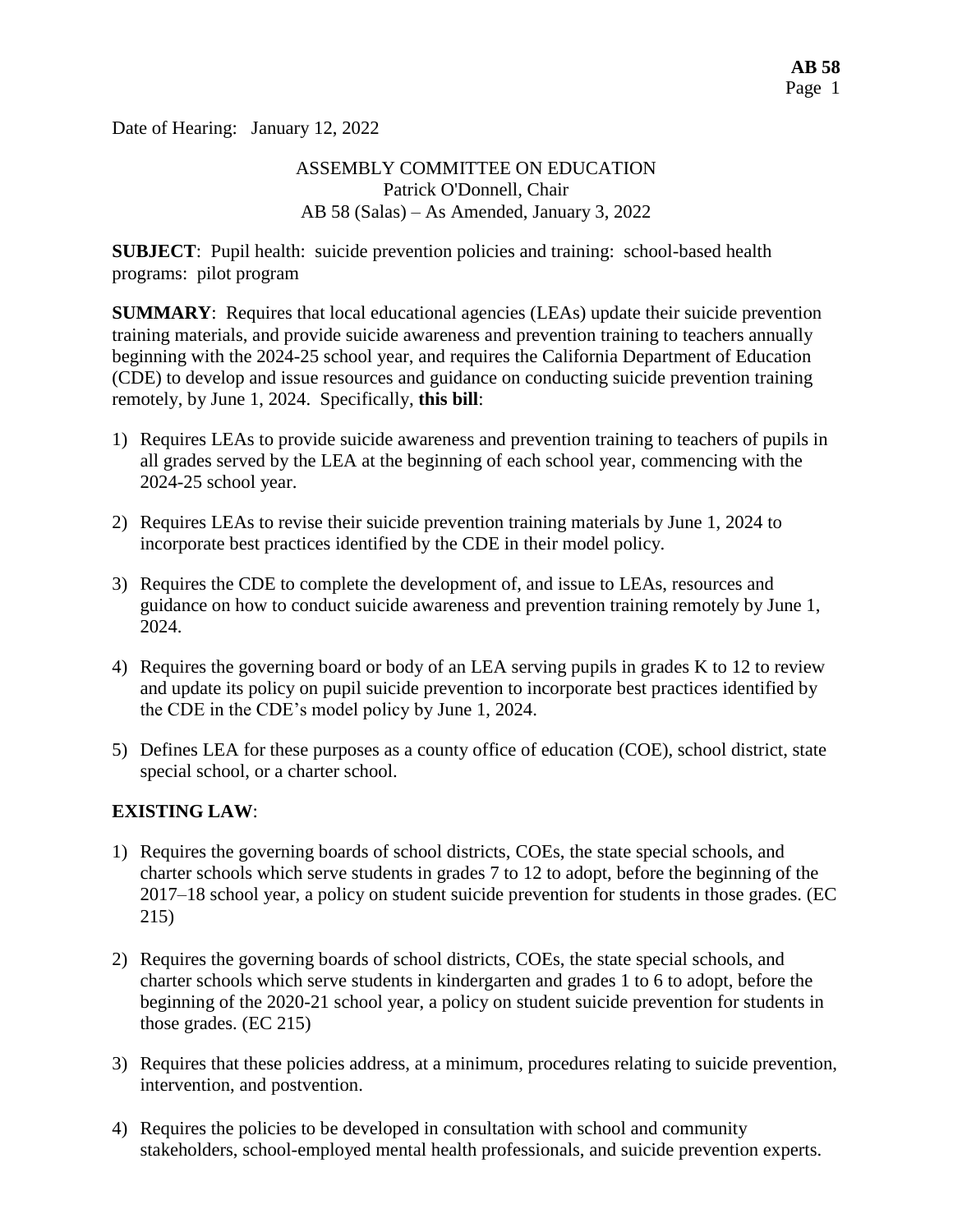Date of Hearing: January 12, 2022

ASSEMBLY COMMITTEE ON EDUCATION
Patrick O'Donnell, Chair
AB 58 (Salas) – As Amended, January 3, 2022

**SUBJECT**: Pupil health: suicide prevention policies and training: school-based health programs: pilot program

**SUMMARY**: Requires that local educational agencies (LEAs) update their suicide prevention training materials, and provide suicide awareness and prevention training to teachers annually beginning with the 2024-25 school year, and requires the California Department of Education (CDE) to develop and issue resources and guidance on conducting suicide prevention training remotely, by June 1, 2024. Specifically, **this bill**:

1) Requires LEAs to provide suicide awareness and prevention training to teachers of pupils in all grades served by the LEA at the beginning of each school year, commencing with the 2024-25 school year.

2) Requires LEAs to revise their suicide prevention training materials by June 1, 2024 to incorporate best practices identified by the CDE in their model policy.

3) Requires the CDE to complete the development of, and issue to LEAs, resources and guidance on how to conduct suicide awareness and prevention training remotely by June 1, 2024.

4) Requires the governing board or body of an LEA serving pupils in grades K to 12 to review and update its policy on pupil suicide prevention to incorporate best practices identified by the CDE in the CDE's model policy by June 1, 2024.

5) Defines LEA for these purposes as a county office of education (COE), school district, state special school, or a charter school.

**EXISTING LAW**:

1) Requires the governing boards of school districts, COEs, the state special schools, and charter schools which serve students in grades 7 to 12 to adopt, before the beginning of the 2017–18 school year, a policy on student suicide prevention for students in those grades. (EC 215)

2) Requires the governing boards of school districts, COEs, the state special schools, and charter schools which serve students in kindergarten and grades 1 to 6 to adopt, before the beginning of the 2020-21 school year, a policy on student suicide prevention for students in those grades. (EC 215)

3) Requires that these policies address, at a minimum, procedures relating to suicide prevention, intervention, and postvention.

4) Requires the policies to be developed in consultation with school and community stakeholders, school-employed mental health professionals, and suicide prevention experts.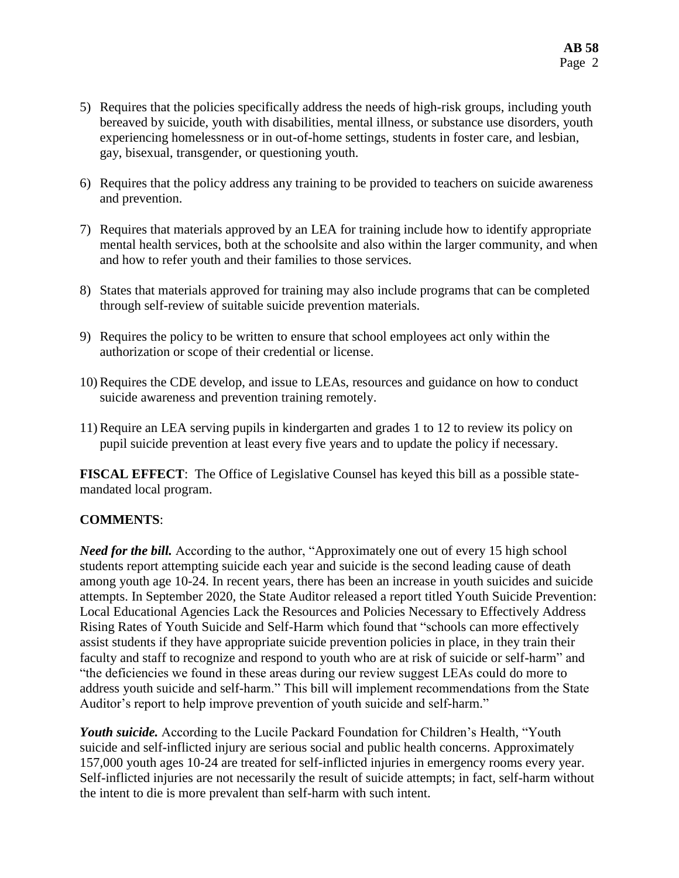5) Requires that the policies specifically address the needs of high-risk groups, including youth bereaved by suicide, youth with disabilities, mental illness, or substance use disorders, youth experiencing homelessness or in out-of-home settings, students in foster care, and lesbian, gay, bisexual, transgender, or questioning youth.

6) Requires that the policy address any training to be provided to teachers on suicide awareness and prevention.

7) Requires that materials approved by an LEA for training include how to identify appropriate mental health services, both at the schoolsite and also within the larger community, and when and how to refer youth and their families to those services.

8) States that materials approved for training may also include programs that can be completed through self-review of suitable suicide prevention materials.

9) Requires the policy to be written to ensure that school employees act only within the authorization or scope of their credential or license.

10) Requires the CDE develop, and issue to LEAs, resources and guidance on how to conduct suicide awareness and prevention training remotely.

11) Require an LEA serving pupils in kindergarten and grades 1 to 12 to review its policy on pupil suicide prevention at least every five years and to update the policy if necessary.

**FISCAL EFFECT**: The Office of Legislative Counsel has keyed this bill as a possible state-mandated local program.

**COMMENTS**:

***Need for the bill.*** According to the author, "Approximately one out of every 15 high school students report attempting suicide each year and suicide is the second leading cause of death among youth age 10-24. In recent years, there has been an increase in youth suicides and suicide attempts. In September 2020, the State Auditor released a report titled Youth Suicide Prevention: Local Educational Agencies Lack the Resources and Policies Necessary to Effectively Address Rising Rates of Youth Suicide and Self-Harm which found that "schools can more effectively assist students if they have appropriate suicide prevention policies in place, in they train their faculty and staff to recognize and respond to youth who are at risk of suicide or self-harm" and "the deficiencies we found in these areas during our review suggest LEAs could do more to address youth suicide and self-harm." This bill will implement recommendations from the State Auditor's report to help improve prevention of youth suicide and self-harm."

***Youth suicide.*** According to the Lucile Packard Foundation for Children's Health, "Youth suicide and self-inflicted injury are serious social and public health concerns. Approximately 157,000 youth ages 10-24 are treated for self-inflicted injuries in emergency rooms every year. Self-inflicted injuries are not necessarily the result of suicide attempts; in fact, self-harm without the intent to die is more prevalent than self-harm with such intent.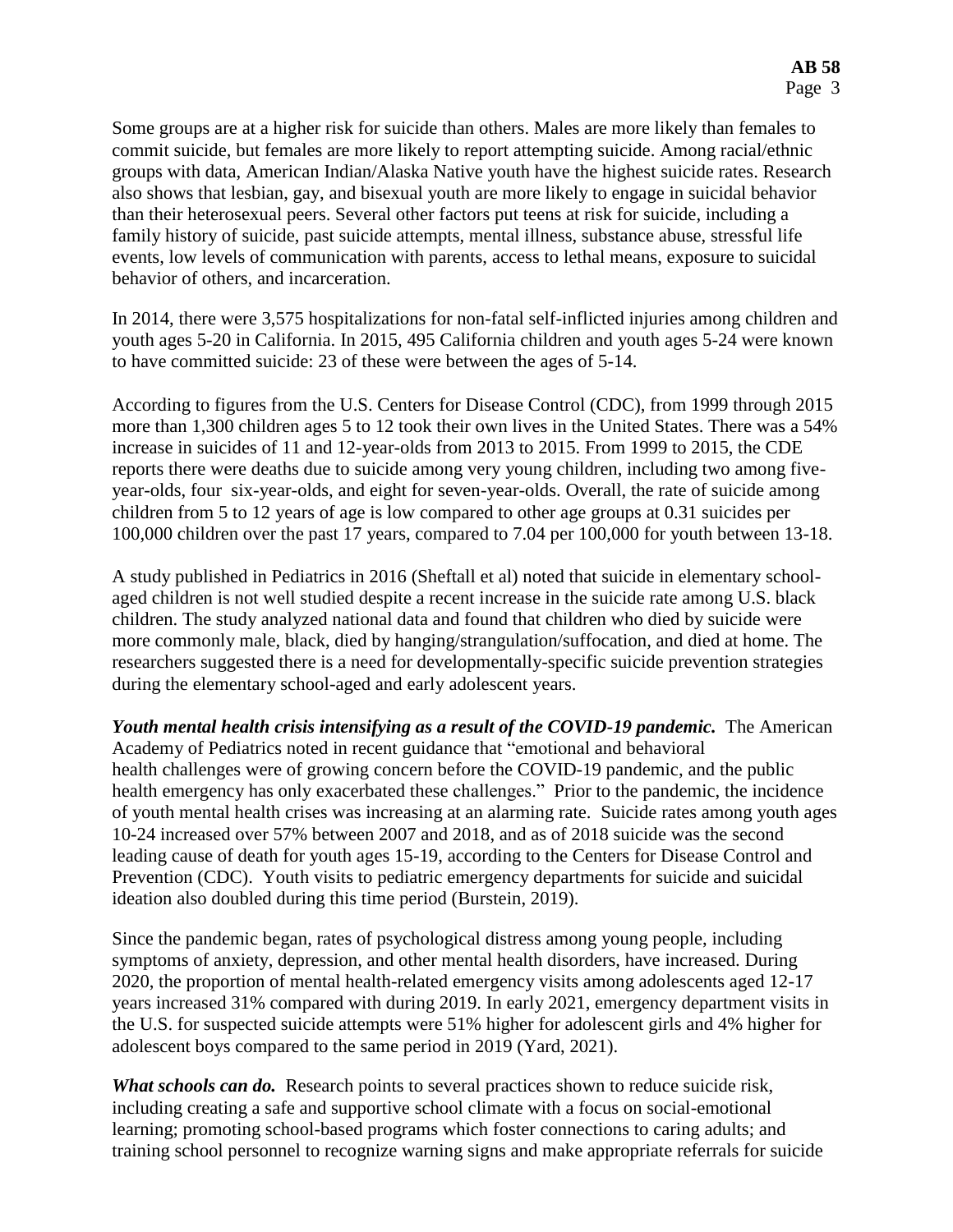Some groups are at a higher risk for suicide than others. Males are more likely than females to commit suicide, but females are more likely to report attempting suicide. Among racial/ethnic groups with data, American Indian/Alaska Native youth have the highest suicide rates. Research also shows that lesbian, gay, and bisexual youth are more likely to engage in suicidal behavior than their heterosexual peers. Several other factors put teens at risk for suicide, including a family history of suicide, past suicide attempts, mental illness, substance abuse, stressful life events, low levels of communication with parents, access to lethal means, exposure to suicidal behavior of others, and incarceration.

In 2014, there were 3,575 hospitalizations for non-fatal self-inflicted injuries among children and youth ages 5-20 in California. In 2015, 495 California children and youth ages 5-24 were known to have committed suicide: 23 of these were between the ages of 5-14.

According to figures from the U.S. Centers for Disease Control (CDC), from 1999 through 2015 more than 1,300 children ages 5 to 12 took their own lives in the United States. There was a 54% increase in suicides of 11 and 12-year-olds from 2013 to 2015. From 1999 to 2015, the CDE reports there were deaths due to suicide among very young children, including two among five-year-olds, four six-year-olds, and eight for seven-year-olds. Overall, the rate of suicide among children from 5 to 12 years of age is low compared to other age groups at 0.31 suicides per 100,000 children over the past 17 years, compared to 7.04 per 100,000 for youth between 13-18.

A study published in Pediatrics in 2016 (Sheftall et al) noted that suicide in elementary school-aged children is not well studied despite a recent increase in the suicide rate among U.S. black children. The study analyzed national data and found that children who died by suicide were more commonly male, black, died by hanging/strangulation/suffocation, and died at home. The researchers suggested there is a need for developmentally-specific suicide prevention strategies during the elementary school-aged and early adolescent years.

***Youth mental health crisis intensifying as a result of the COVID-19 pandemic.*** The American Academy of Pediatrics noted in recent guidance that "emotional and behavioral health challenges were of growing concern before the COVID-19 pandemic, and the public health emergency has only exacerbated these challenges." Prior to the pandemic, the incidence of youth mental health crises was increasing at an alarming rate. Suicide rates among youth ages 10-24 increased over 57% between 2007 and 2018, and as of 2018 suicide was the second leading cause of death for youth ages 15-19, according to the Centers for Disease Control and Prevention (CDC). Youth visits to pediatric emergency departments for suicide and suicidal ideation also doubled during this time period (Burstein, 2019).

Since the pandemic began, rates of psychological distress among young people, including symptoms of anxiety, depression, and other mental health disorders, have increased. During 2020, the proportion of mental health-related emergency visits among adolescents aged 12-17 years increased 31% compared with during 2019. In early 2021, emergency department visits in the U.S. for suspected suicide attempts were 51% higher for adolescent girls and 4% higher for adolescent boys compared to the same period in 2019 (Yard, 2021).

***What schools can do.*** Research points to several practices shown to reduce suicide risk, including creating a safe and supportive school climate with a focus on social-emotional learning; promoting school-based programs which foster connections to caring adults; and training school personnel to recognize warning signs and make appropriate referrals for suicide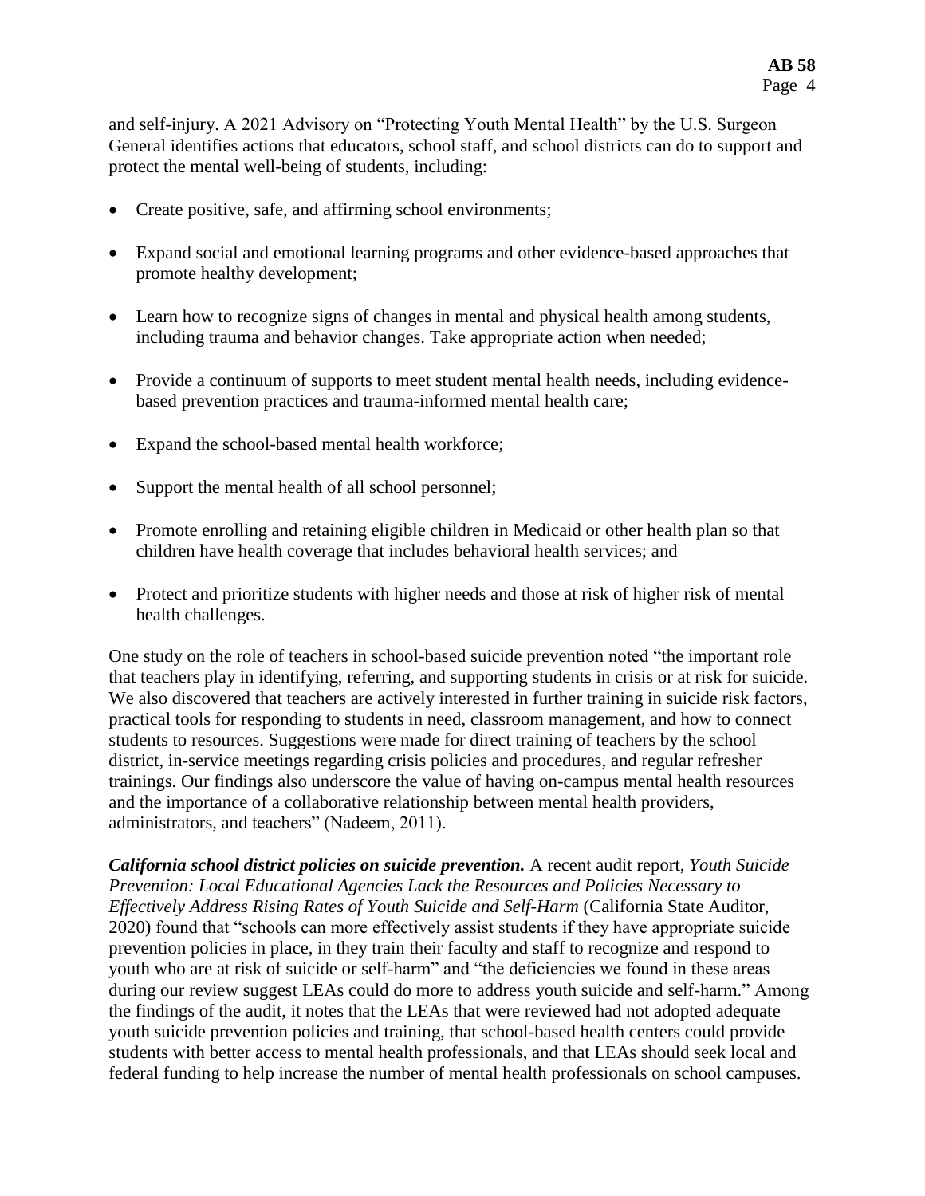and self-injury. A 2021 Advisory on "Protecting Youth Mental Health" by the U.S. Surgeon General identifies actions that educators, school staff, and school districts can do to support and protect the mental well-being of students, including:

- Create positive, safe, and affirming school environments;
- Expand social and emotional learning programs and other evidence-based approaches that promote healthy development;
- Learn how to recognize signs of changes in mental and physical health among students, including trauma and behavior changes. Take appropriate action when needed;
- Provide a continuum of supports to meet student mental health needs, including evidence-based prevention practices and trauma-informed mental health care;
- Expand the school-based mental health workforce;
- Support the mental health of all school personnel;
- Promote enrolling and retaining eligible children in Medicaid or other health plan so that children have health coverage that includes behavioral health services; and
- Protect and prioritize students with higher needs and those at risk of higher risk of mental health challenges.

One study on the role of teachers in school-based suicide prevention noted "the important role that teachers play in identifying, referring, and supporting students in crisis or at risk for suicide. We also discovered that teachers are actively interested in further training in suicide risk factors, practical tools for responding to students in need, classroom management, and how to connect students to resources. Suggestions were made for direct training of teachers by the school district, in-service meetings regarding crisis policies and procedures, and regular refresher trainings. Our findings also underscore the value of having on-campus mental health resources and the importance of a collaborative relationship between mental health providers, administrators, and teachers" (Nadeem, 2011).

***California school district policies on suicide prevention.*** A recent audit report, *Youth Suicide Prevention: Local Educational Agencies Lack the Resources and Policies Necessary to Effectively Address Rising Rates of Youth Suicide and Self-Harm* (California State Auditor, 2020) found that "schools can more effectively assist students if they have appropriate suicide prevention policies in place, in they train their faculty and staff to recognize and respond to youth who are at risk of suicide or self-harm" and "the deficiencies we found in these areas during our review suggest LEAs could do more to address youth suicide and self-harm." Among the findings of the audit, it notes that the LEAs that were reviewed had not adopted adequate youth suicide prevention policies and training, that school-based health centers could provide students with better access to mental health professionals, and that LEAs should seek local and federal funding to help increase the number of mental health professionals on school campuses.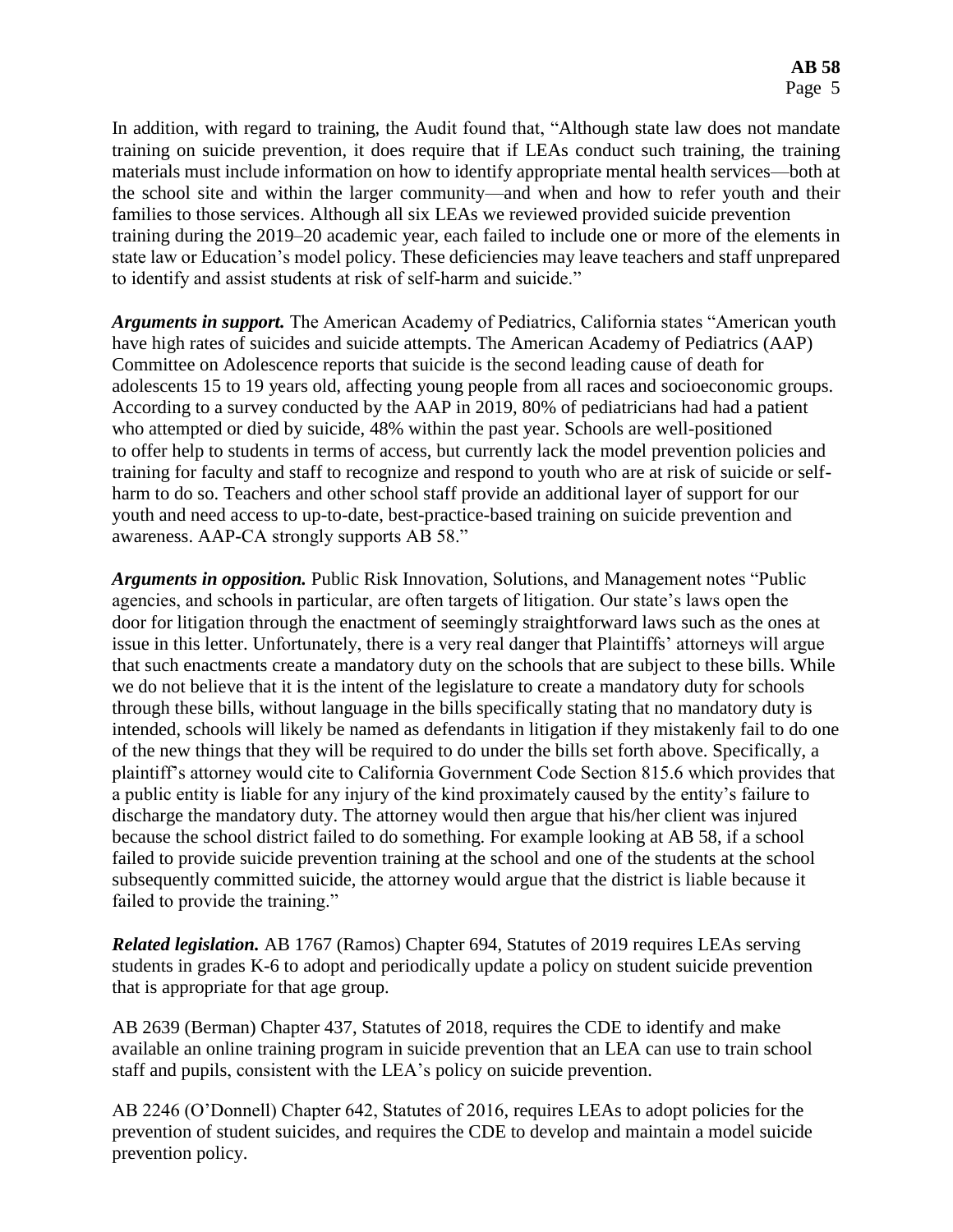In addition, with regard to training, the Audit found that, "Although state law does not mandate training on suicide prevention, it does require that if LEAs conduct such training, the training materials must include information on how to identify appropriate mental health services—both at the school site and within the larger community—and when and how to refer youth and their families to those services. Although all six LEAs we reviewed provided suicide prevention training during the 2019–20 academic year, each failed to include one or more of the elements in state law or Education's model policy. These deficiencies may leave teachers and staff unprepared to identify and assist students at risk of self-harm and suicide."

***Arguments in support.*** The American Academy of Pediatrics, California states "American youth have high rates of suicides and suicide attempts. The American Academy of Pediatrics (AAP) Committee on Adolescence reports that suicide is the second leading cause of death for adolescents 15 to 19 years old, affecting young people from all races and socioeconomic groups. According to a survey conducted by the AAP in 2019, 80% of pediatricians had had a patient who attempted or died by suicide, 48% within the past year. Schools are well-positioned to offer help to students in terms of access, but currently lack the model prevention policies and training for faculty and staff to recognize and respond to youth who are at risk of suicide or self-harm to do so. Teachers and other school staff provide an additional layer of support for our youth and need access to up-to-date, best-practice-based training on suicide prevention and awareness. AAP-CA strongly supports AB 58."

***Arguments in opposition.*** Public Risk Innovation, Solutions, and Management notes "Public agencies, and schools in particular, are often targets of litigation. Our state's laws open the door for litigation through the enactment of seemingly straightforward laws such as the ones at issue in this letter. Unfortunately, there is a very real danger that Plaintiffs' attorneys will argue that such enactments create a mandatory duty on the schools that are subject to these bills. While we do not believe that it is the intent of the legislature to create a mandatory duty for schools through these bills, without language in the bills specifically stating that no mandatory duty is intended, schools will likely be named as defendants in litigation if they mistakenly fail to do one of the new things that they will be required to do under the bills set forth above. Specifically, a plaintiff's attorney would cite to California Government Code Section 815.6 which provides that a public entity is liable for any injury of the kind proximately caused by the entity's failure to discharge the mandatory duty. The attorney would then argue that his/her client was injured because the school district failed to do something. For example looking at AB 58, if a school failed to provide suicide prevention training at the school and one of the students at the school subsequently committed suicide, the attorney would argue that the district is liable because it failed to provide the training."

***Related legislation.*** AB 1767 (Ramos) Chapter 694, Statutes of 2019 requires LEAs serving students in grades K-6 to adopt and periodically update a policy on student suicide prevention that is appropriate for that age group.

AB 2639 (Berman) Chapter 437, Statutes of 2018, requires the CDE to identify and make available an online training program in suicide prevention that an LEA can use to train school staff and pupils, consistent with the LEA's policy on suicide prevention.

AB 2246 (O'Donnell) Chapter 642, Statutes of 2016, requires LEAs to adopt policies for the prevention of student suicides, and requires the CDE to develop and maintain a model suicide prevention policy.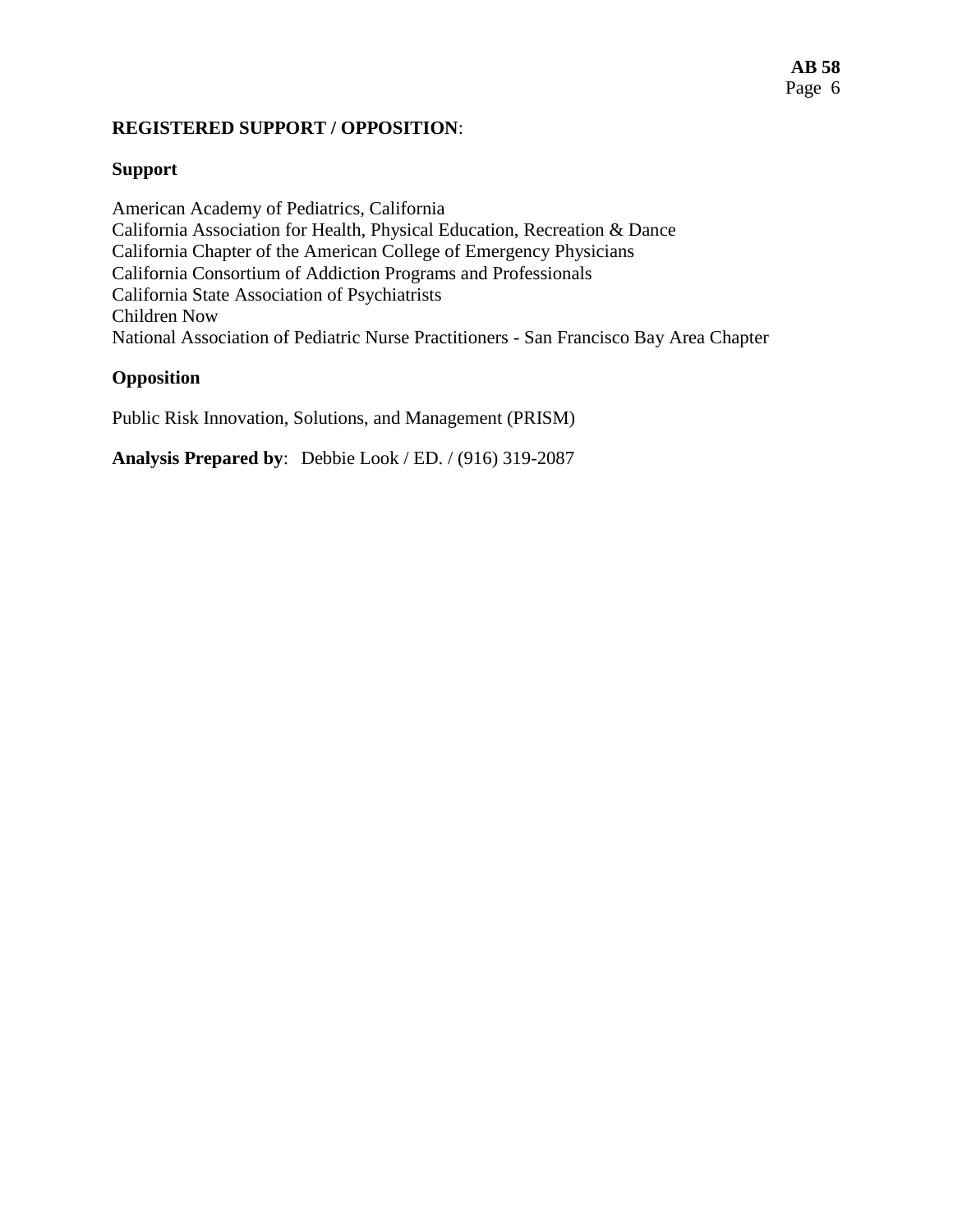**REGISTERED SUPPORT / OPPOSITION**:

**Support**

American Academy of Pediatrics, California
California Association for Health, Physical Education, Recreation & Dance
California Chapter of the American College of Emergency Physicians
California Consortium of Addiction Programs and Professionals
California State Association of Psychiatrists
Children Now
National Association of Pediatric Nurse Practitioners - San Francisco Bay Area Chapter

**Opposition**

Public Risk Innovation, Solutions, and Management (PRISM)

**Analysis Prepared by**: Debbie Look / ED. / (916) 319-2087